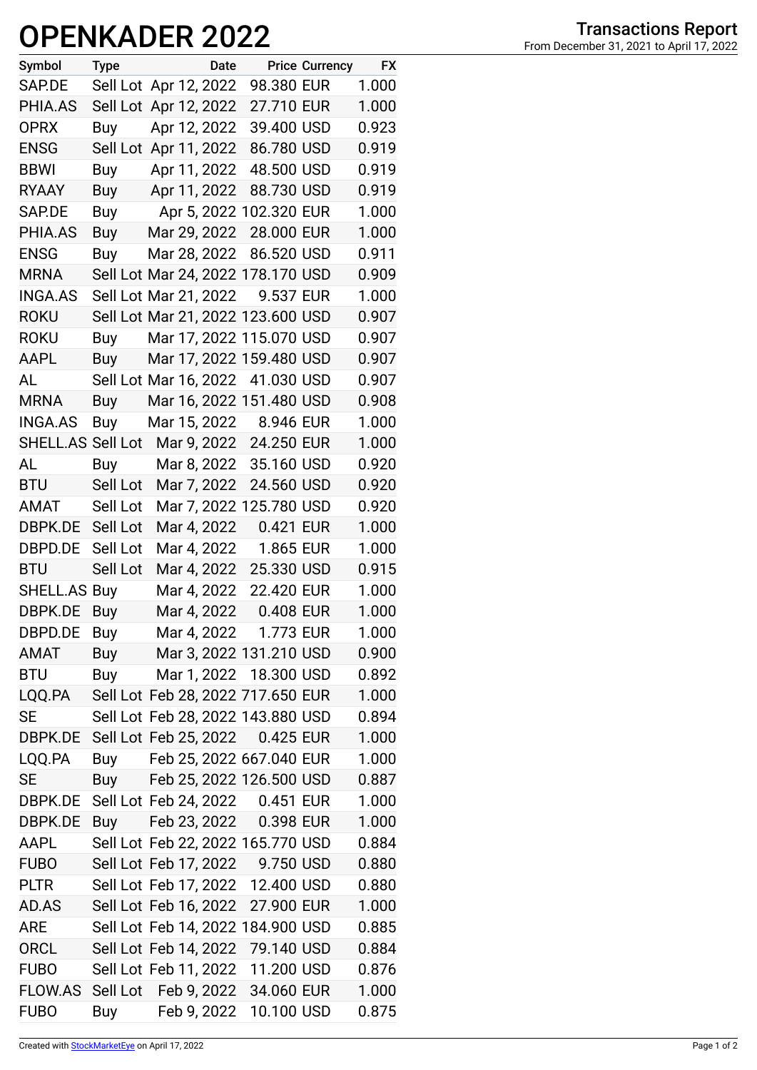# OPENKADER 2022

**Transactions Report**
From December 31, 2021 to April 17, 2022

| Symbol | Type | Date | Price | Currency | FX |
|---|---|---|---|---|---|
| SAP.DE | Sell Lot | Apr 12, 2022 | 98.380 | EUR | 1.000 |
| PHIA.AS | Sell Lot | Apr 12, 2022 | 27.710 | EUR | 1.000 |
| OPRX | Buy | Apr 12, 2022 | 39.400 | USD | 0.923 |
| ENSG | Sell Lot | Apr 11, 2022 | 86.780 | USD | 0.919 |
| BBWI | Buy | Apr 11, 2022 | 48.500 | USD | 0.919 |
| RYAAY | Buy | Apr 11, 2022 | 88.730 | USD | 0.919 |
| SAP.DE | Buy | Apr 5, 2022 | 102.320 | EUR | 1.000 |
| PHIA.AS | Buy | Mar 29, 2022 | 28.000 | EUR | 1.000 |
| ENSG | Buy | Mar 28, 2022 | 86.520 | USD | 0.911 |
| MRNA | Sell Lot | Mar 24, 2022 | 178.170 | USD | 0.909 |
| INGA.AS | Sell Lot | Mar 21, 2022 | 9.537 | EUR | 1.000 |
| ROKU | Sell Lot | Mar 21, 2022 | 123.600 | USD | 0.907 |
| ROKU | Buy | Mar 17, 2022 | 115.070 | USD | 0.907 |
| AAPL | Buy | Mar 17, 2022 | 159.480 | USD | 0.907 |
| AL | Sell Lot | Mar 16, 2022 | 41.030 | USD | 0.907 |
| MRNA | Buy | Mar 16, 2022 | 151.480 | USD | 0.908 |
| INGA.AS | Buy | Mar 15, 2022 | 8.946 | EUR | 1.000 |
| SHELL.AS | Sell Lot | Mar 9, 2022 | 24.250 | EUR | 1.000 |
| AL | Buy | Mar 8, 2022 | 35.160 | USD | 0.920 |
| BTU | Sell Lot | Mar 7, 2022 | 24.560 | USD | 0.920 |
| AMAT | Sell Lot | Mar 7, 2022 | 125.780 | USD | 0.920 |
| DBPK.DE | Sell Lot | Mar 4, 2022 | 0.421 | EUR | 1.000 |
| DBPD.DE | Sell Lot | Mar 4, 2022 | 1.865 | EUR | 1.000 |
| BTU | Sell Lot | Mar 4, 2022 | 25.330 | USD | 0.915 |
| SHELL.AS | Buy | Mar 4, 2022 | 22.420 | EUR | 1.000 |
| DBPK.DE | Buy | Mar 4, 2022 | 0.408 | EUR | 1.000 |
| DBPD.DE | Buy | Mar 4, 2022 | 1.773 | EUR | 1.000 |
| AMAT | Buy | Mar 3, 2022 | 131.210 | USD | 0.900 |
| BTU | Buy | Mar 1, 2022 | 18.300 | USD | 0.892 |
| LQQ.PA | Sell Lot | Feb 28, 2022 | 717.650 | EUR | 1.000 |
| SE | Sell Lot | Feb 28, 2022 | 143.880 | USD | 0.894 |
| DBPK.DE | Sell Lot | Feb 25, 2022 | 0.425 | EUR | 1.000 |
| LQQ.PA | Buy | Feb 25, 2022 | 667.040 | EUR | 1.000 |
| SE | Buy | Feb 25, 2022 | 126.500 | USD | 0.887 |
| DBPK.DE | Sell Lot | Feb 24, 2022 | 0.451 | EUR | 1.000 |
| DBPK.DE | Buy | Feb 23, 2022 | 0.398 | EUR | 1.000 |
| AAPL | Sell Lot | Feb 22, 2022 | 165.770 | USD | 0.884 |
| FUBO | Sell Lot | Feb 17, 2022 | 9.750 | USD | 0.880 |
| PLTR | Sell Lot | Feb 17, 2022 | 12.400 | USD | 0.880 |
| AD.AS | Sell Lot | Feb 16, 2022 | 27.900 | EUR | 1.000 |
| ARE | Sell Lot | Feb 14, 2022 | 184.900 | USD | 0.885 |
| ORCL | Sell Lot | Feb 14, 2022 | 79.140 | USD | 0.884 |
| FUBO | Sell Lot | Feb 11, 2022 | 11.200 | USD | 0.876 |
| FLOW.AS | Sell Lot | Feb 9, 2022 | 34.060 | EUR | 1.000 |
| FUBO | Buy | Feb 9, 2022 | 10.100 | USD | 0.875 |

Created with StockMarketEye on April 17, 2022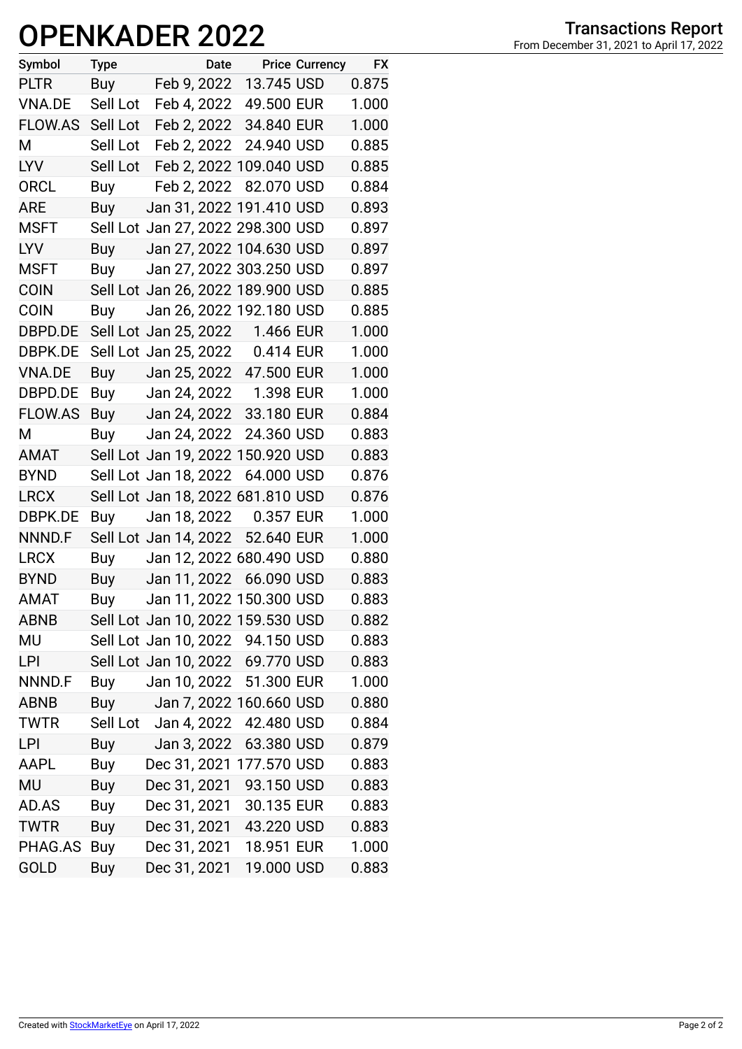# OPENKADER 2022

## Transactions Report

From December 31, 2021 to April 17, 2022

| Symbol | Type | Date | Price | Currency | FX |
|---|---|---|---|---|---|
| PLTR | Buy | Feb 9, 2022 | 13.745 | USD | 0.875 |
| VNA.DE | Sell Lot | Feb 4, 2022 | 49.500 | EUR | 1.000 |
| FLOW.AS | Sell Lot | Feb 2, 2022 | 34.840 | EUR | 1.000 |
| M | Sell Lot | Feb 2, 2022 | 24.940 | USD | 0.885 |
| LYV | Sell Lot | Feb 2, 2022 | 109.040 | USD | 0.885 |
| ORCL | Buy | Feb 2, 2022 | 82.070 | USD | 0.884 |
| ARE | Buy | Jan 31, 2022 | 191.410 | USD | 0.893 |
| MSFT | Sell Lot | Jan 27, 2022 | 298.300 | USD | 0.897 |
| LYV | Buy | Jan 27, 2022 | 104.630 | USD | 0.897 |
| MSFT | Buy | Jan 27, 2022 | 303.250 | USD | 0.897 |
| COIN | Sell Lot | Jan 26, 2022 | 189.900 | USD | 0.885 |
| COIN | Buy | Jan 26, 2022 | 192.180 | USD | 0.885 |
| DBPD.DE | Sell Lot | Jan 25, 2022 | 1.466 | EUR | 1.000 |
| DBPK.DE | Sell Lot | Jan 25, 2022 | 0.414 | EUR | 1.000 |
| VNA.DE | Buy | Jan 25, 2022 | 47.500 | EUR | 1.000 |
| DBPD.DE | Buy | Jan 24, 2022 | 1.398 | EUR | 1.000 |
| FLOW.AS | Buy | Jan 24, 2022 | 33.180 | EUR | 0.884 |
| M | Buy | Jan 24, 2022 | 24.360 | USD | 0.883 |
| AMAT | Sell Lot | Jan 19, 2022 | 150.920 | USD | 0.883 |
| BYND | Sell Lot | Jan 18, 2022 | 64.000 | USD | 0.876 |
| LRCX | Sell Lot | Jan 18, 2022 | 681.810 | USD | 0.876 |
| DBPK.DE | Buy | Jan 18, 2022 | 0.357 | EUR | 1.000 |
| NNND.F | Sell Lot | Jan 14, 2022 | 52.640 | EUR | 1.000 |
| LRCX | Buy | Jan 12, 2022 | 680.490 | USD | 0.880 |
| BYND | Buy | Jan 11, 2022 | 66.090 | USD | 0.883 |
| AMAT | Buy | Jan 11, 2022 | 150.300 | USD | 0.883 |
| ABNB | Sell Lot | Jan 10, 2022 | 159.530 | USD | 0.882 |
| MU | Sell Lot | Jan 10, 2022 | 94.150 | USD | 0.883 |
| LPI | Sell Lot | Jan 10, 2022 | 69.770 | USD | 0.883 |
| NNND.F | Buy | Jan 10, 2022 | 51.300 | EUR | 1.000 |
| ABNB | Buy | Jan 7, 2022 | 160.660 | USD | 0.880 |
| TWTR | Sell Lot | Jan 4, 2022 | 42.480 | USD | 0.884 |
| LPI | Buy | Jan 3, 2022 | 63.380 | USD | 0.879 |
| AAPL | Buy | Dec 31, 2021 | 177.570 | USD | 0.883 |
| MU | Buy | Dec 31, 2021 | 93.150 | USD | 0.883 |
| AD.AS | Buy | Dec 31, 2021 | 30.135 | EUR | 0.883 |
| TWTR | Buy | Dec 31, 2021 | 43.220 | USD | 0.883 |
| PHAG.AS | Buy | Dec 31, 2021 | 18.951 | EUR | 1.000 |
| GOLD | Buy | Dec 31, 2021 | 19.000 | USD | 0.883 |

Created with StockMarketEye on April 17, 2022